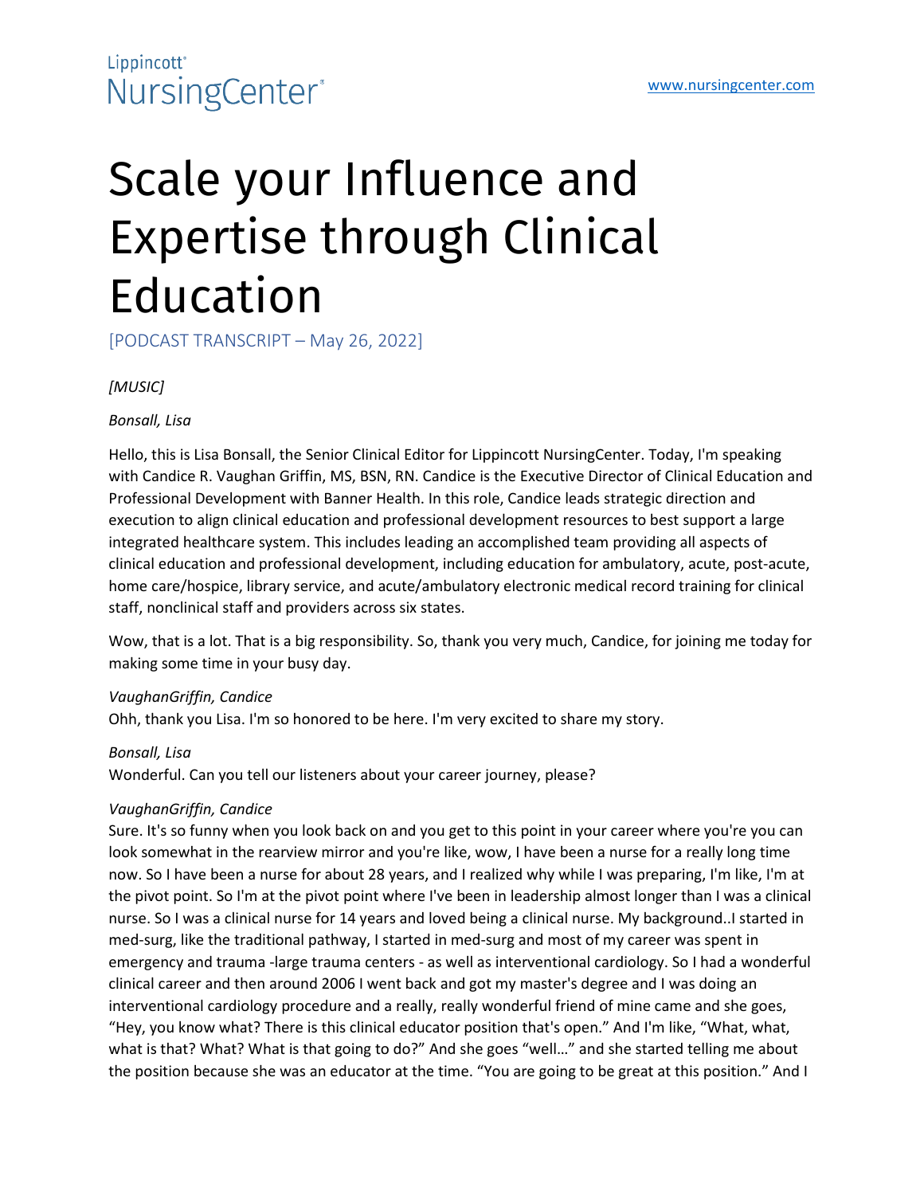# Scale your Influence and Expertise through Clinical Education

[PODCAST TRANSCRIPT – May 26, 2022]

*[MUSIC]*

*Bonsall, Lisa*

Hello, this is Lisa Bonsall, the Senior Clinical Editor for Lippincott NursingCenter. Today, I'm speaking with Candice R. Vaughan Griffin, MS, BSN, RN. Candice is the Executive Director of Clinical Education and Professional Development with Banner Health. In this role, Candice leads strategic direction and execution to align clinical education and professional development resources to best support a large integrated healthcare system. This includes leading an accomplished team providing all aspects of clinical education and professional development, including education for ambulatory, acute, post-acute, home care/hospice, library service, and acute/ambulatory electronic medical record training for clinical staff, nonclinical staff and providers across six states.

Wow, that is a lot. That is a big responsibility. So, thank you very much, Candice, for joining me today for making some time in your busy day.

*VaughanGriffin, Candice*
Ohh, thank you Lisa. I'm so honored to be here. I'm very excited to share my story.

*Bonsall, Lisa*
Wonderful. Can you tell our listeners about your career journey, please?

*VaughanGriffin, Candice*
Sure. It's so funny when you look back on and you get to this point in your career where you're you can look somewhat in the rearview mirror and you're like, wow, I have been a nurse for a really long time now. So I have been a nurse for about 28 years, and I realized why while I was preparing, I'm like, I'm at the pivot point. So I'm at the pivot point where I've been in leadership almost longer than I was a clinical nurse. So I was a clinical nurse for 14 years and loved being a clinical nurse. My background..I started in med-surg, like the traditional pathway, I started in med-surg and most of my career was spent in emergency and trauma -large trauma centers - as well as interventional cardiology. So I had a wonderful clinical career and then around 2006 I went back and got my master's degree and I was doing an interventional cardiology procedure and a really, really wonderful friend of mine came and she goes, “Hey, you know what? There is this clinical educator position that's open.” And I'm like, “What, what, what is that? What? What is that going to do?” And she goes “well…” and she started telling me about the position because she was an educator at the time. “You are going to be great at this position.” And I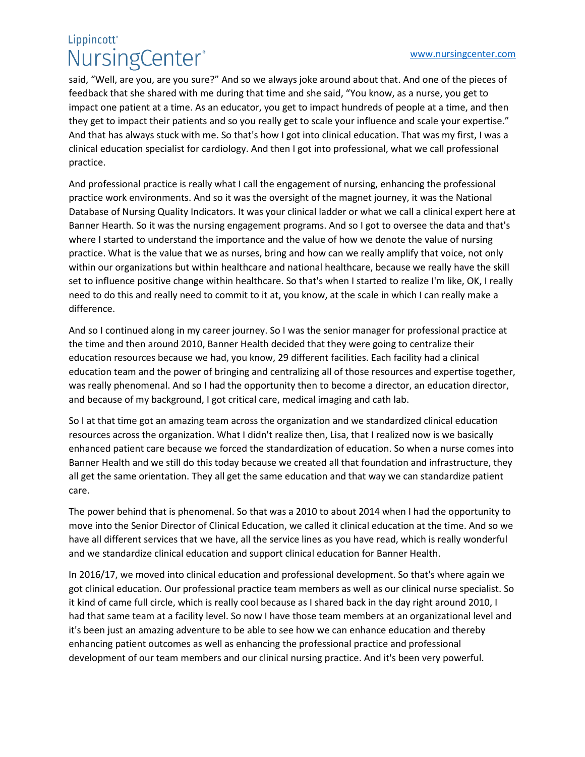said, “Well, are you, are you sure?” And so we always joke around about that. And one of the pieces of feedback that she shared with me during that time and she said, “You know, as a nurse, you get to impact one patient at a time. As an educator, you get to impact hundreds of people at a time, and then they get to impact their patients and so you really get to scale your influence and scale your expertise.” And that has always stuck with me. So that's how I got into clinical education. That was my first, I was a clinical education specialist for cardiology. And then I got into professional, what we call professional practice.

And professional practice is really what I call the engagement of nursing, enhancing the professional practice work environments. And so it was the oversight of the magnet journey, it was the National Database of Nursing Quality Indicators. It was your clinical ladder or what we call a clinical expert here at Banner Hearth. So it was the nursing engagement programs. And so I got to oversee the data and that's where I started to understand the importance and the value of how we denote the value of nursing practice. What is the value that we as nurses, bring and how can we really amplify that voice, not only within our organizations but within healthcare and national healthcare, because we really have the skill set to influence positive change within healthcare. So that's when I started to realize I'm like, OK, I really need to do this and really need to commit to it at, you know, at the scale in which I can really make a difference.

And so I continued along in my career journey. So I was the senior manager for professional practice at the time and then around 2010, Banner Health decided that they were going to centralize their education resources because we had, you know, 29 different facilities. Each facility had a clinical education team and the power of bringing and centralizing all of those resources and expertise together, was really phenomenal. And so I had the opportunity then to become a director, an education director, and because of my background, I got critical care, medical imaging and cath lab.

So I at that time got an amazing team across the organization and we standardized clinical education resources across the organization. What I didn't realize then, Lisa, that I realized now is we basically enhanced patient care because we forced the standardization of education. So when a nurse comes into Banner Health and we still do this today because we created all that foundation and infrastructure, they all get the same orientation. They all get the same education and that way we can standardize patient care.

The power behind that is phenomenal. So that was a 2010 to about 2014 when I had the opportunity to move into the Senior Director of Clinical Education, we called it clinical education at the time. And so we have all different services that we have, all the service lines as you have read, which is really wonderful and we standardize clinical education and support clinical education for Banner Health.

In 2016/17, we moved into clinical education and professional development. So that's where again we got clinical education. Our professional practice team members as well as our clinical nurse specialist. So it kind of came full circle, which is really cool because as I shared back in the day right around 2010, I had that same team at a facility level. So now I have those team members at an organizational level and it's been just an amazing adventure to be able to see how we can enhance education and thereby enhancing patient outcomes as well as enhancing the professional practice and professional development of our team members and our clinical nursing practice. And it's been very powerful.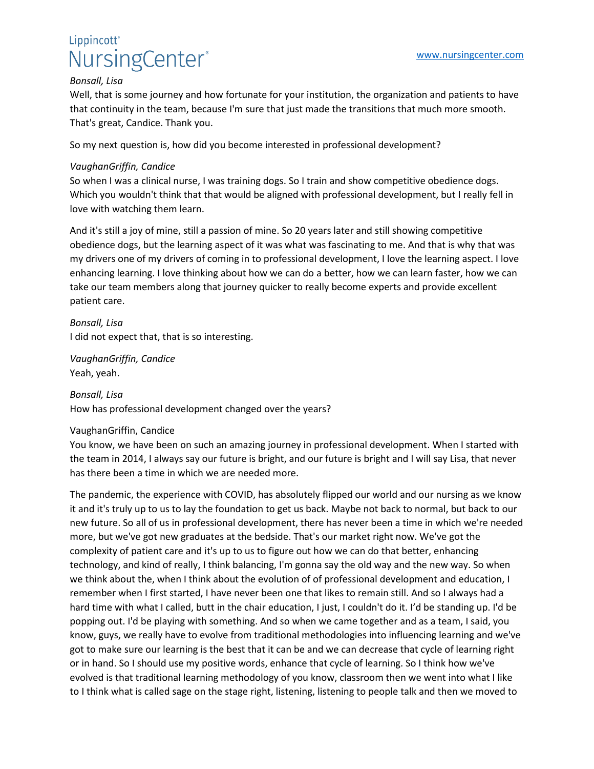*Bonsall, Lisa*

Well, that is some journey and how fortunate for your institution, the organization and patients to have that continuity in the team, because I'm sure that just made the transitions that much more smooth. That's great, Candice. Thank you.

So my next question is, how did you become interested in professional development?

*VaughanGriffin, Candice*

So when I was a clinical nurse, I was training dogs. So I train and show competitive obedience dogs. Which you wouldn't think that that would be aligned with professional development, but I really fell in love with watching them learn.

And it's still a joy of mine, still a passion of mine. So 20 years later and still showing competitive obedience dogs, but the learning aspect of it was what was fascinating to me. And that is why that was my drivers one of my drivers of coming in to professional development, I love the learning aspect. I love enhancing learning. I love thinking about how we can do a better, how we can learn faster, how we can take our team members along that journey quicker to really become experts and provide excellent patient care.

*Bonsall, Lisa*

I did not expect that, that is so interesting.

*VaughanGriffin, Candice*

Yeah, yeah.

*Bonsall, Lisa*

How has professional development changed over the years?

VaughanGriffin, Candice

You know, we have been on such an amazing journey in professional development. When I started with the team in 2014, I always say our future is bright, and our future is bright and I will say Lisa, that never has there been a time in which we are needed more.

The pandemic, the experience with COVID, has absolutely flipped our world and our nursing as we know it and it's truly up to us to lay the foundation to get us back. Maybe not back to normal, but back to our new future. So all of us in professional development, there has never been a time in which we're needed more, but we've got new graduates at the bedside. That's our market right now. We've got the complexity of patient care and it's up to us to figure out how we can do that better, enhancing technology, and kind of really, I think balancing, I'm gonna say the old way and the new way. So when we think about the, when I think about the evolution of of professional development and education, I remember when I first started, I have never been one that likes to remain still. And so I always had a hard time with what I called, butt in the chair education, I just, I couldn't do it. I'd be standing up. I'd be popping out. I'd be playing with something. And so when we came together and as a team, I said, you know, guys, we really have to evolve from traditional methodologies into influencing learning and we've got to make sure our learning is the best that it can be and we can decrease that cycle of learning right or in hand. So I should use my positive words, enhance that cycle of learning. So I think how we've evolved is that traditional learning methodology of you know, classroom then we went into what I like to I think what is called sage on the stage right, listening, listening to people talk and then we moved to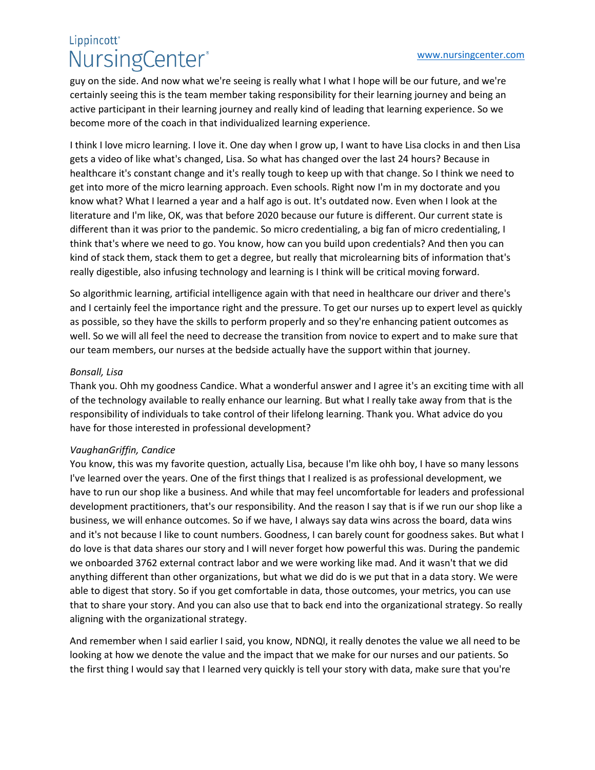guy on the side. And now what we're seeing is really what I what I hope will be our future, and we're certainly seeing this is the team member taking responsibility for their learning journey and being an active participant in their learning journey and really kind of leading that learning experience. So we become more of the coach in that individualized learning experience.

I think I love micro learning. I love it. One day when I grow up, I want to have Lisa clocks in and then Lisa gets a video of like what's changed, Lisa. So what has changed over the last 24 hours? Because in healthcare it's constant change and it's really tough to keep up with that change. So I think we need to get into more of the micro learning approach. Even schools. Right now I'm in my doctorate and you know what? What I learned a year and a half ago is out. It's outdated now. Even when I look at the literature and I'm like, OK, was that before 2020 because our future is different. Our current state is different than it was prior to the pandemic. So micro credentialing, a big fan of micro credentialing, I think that's where we need to go. You know, how can you build upon credentials? And then you can kind of stack them, stack them to get a degree, but really that microlearning bits of information that's really digestible, also infusing technology and learning is I think will be critical moving forward.

So algorithmic learning, artificial intelligence again with that need in healthcare our driver and there's and I certainly feel the importance right and the pressure. To get our nurses up to expert level as quickly as possible, so they have the skills to perform properly and so they're enhancing patient outcomes as well. So we will all feel the need to decrease the transition from novice to expert and to make sure that our team members, our nurses at the bedside actually have the support within that journey.

*Bonsall, Lisa*

Thank you. Ohh my goodness Candice. What a wonderful answer and I agree it's an exciting time with all of the technology available to really enhance our learning. But what I really take away from that is the responsibility of individuals to take control of their lifelong learning. Thank you. What advice do you have for those interested in professional development?

*VaughanGriffin, Candice*

You know, this was my favorite question, actually Lisa, because I'm like ohh boy, I have so many lessons I've learned over the years. One of the first things that I realized is as professional development, we have to run our shop like a business. And while that may feel uncomfortable for leaders and professional development practitioners, that's our responsibility. And the reason I say that is if we run our shop like a business, we will enhance outcomes. So if we have, I always say data wins across the board, data wins and it's not because I like to count numbers. Goodness, I can barely count for goodness sakes. But what I do love is that data shares our story and I will never forget how powerful this was. During the pandemic we onboarded 3762 external contract labor and we were working like mad. And it wasn't that we did anything different than other organizations, but what we did do is we put that in a data story. We were able to digest that story. So if you get comfortable in data, those outcomes, your metrics, you can use that to share your story. And you can also use that to back end into the organizational strategy. So really aligning with the organizational strategy.

And remember when I said earlier I said, you know, NDNQI, it really denotes the value we all need to be looking at how we denote the value and the impact that we make for our nurses and our patients. So the first thing I would say that I learned very quickly is tell your story with data, make sure that you're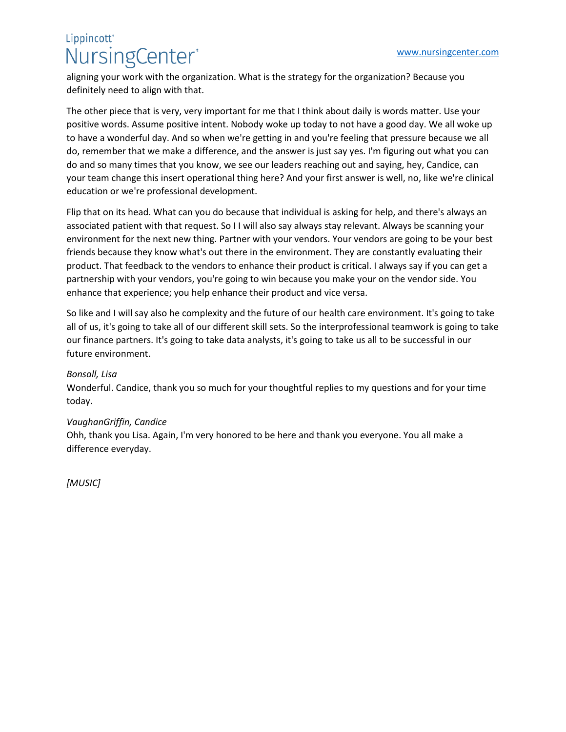aligning your work with the organization. What is the strategy for the organization? Because you definitely need to align with that.

The other piece that is very, very important for me that I think about daily is words matter. Use your positive words. Assume positive intent. Nobody woke up today to not have a good day. We all woke up to have a wonderful day. And so when we're getting in and you're feeling that pressure because we all do, remember that we make a difference, and the answer is just say yes. I'm figuring out what you can do and so many times that you know, we see our leaders reaching out and saying, hey, Candice, can your team change this insert operational thing here? And your first answer is well, no, like we're clinical education or we're professional development.

Flip that on its head. What can you do because that individual is asking for help, and there's always an associated patient with that request. So I I will also say always stay relevant. Always be scanning your environment for the next new thing. Partner with your vendors. Your vendors are going to be your best friends because they know what's out there in the environment. They are constantly evaluating their product. That feedback to the vendors to enhance their product is critical. I always say if you can get a partnership with your vendors, you're going to win because you make your on the vendor side. You enhance that experience; you help enhance their product and vice versa.

So like and I will say also he complexity and the future of our health care environment. It's going to take all of us, it's going to take all of our different skill sets. So the interprofessional teamwork is going to take our finance partners. It's going to take data analysts, it's going to take us all to be successful in our future environment.

*Bonsall, Lisa*
Wonderful. Candice, thank you so much for your thoughtful replies to my questions and for your time today.

*VaughanGriffin, Candice*
Ohh, thank you Lisa. Again, I'm very honored to be here and thank you everyone. You all make a difference everyday.

*[MUSIC]*